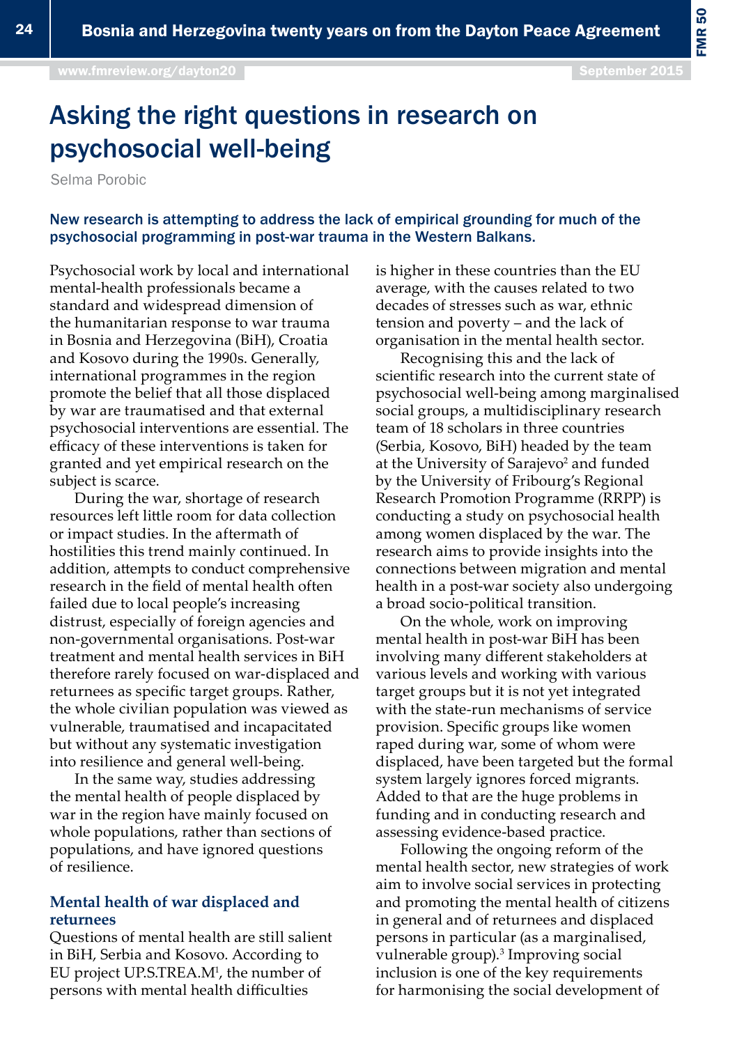# Asking the right questions in research on psychosocial well-being

Selma Porobic

**New research is attempting to address the lack of empirical grounding for much of the psychosocial programming in post-war trauma in the Western Balkans.**

Psychosocial work by local and international mental-health professionals became a standard and widespread dimension of the humanitarian response to war trauma in Bosnia and Herzegovina (BiH), Croatia and Kosovo during the 1990s. Generally, international programmes in the region promote the belief that all those displaced by war are traumatised and that external psychosocial interventions are essential. The efficacy of these interventions is taken for granted and yet empirical research on the subject is scarce.

During the war, shortage of research resources left little room for data collection or impact studies. In the aftermath of hostilities this trend mainly continued. In addition, attempts to conduct comprehensive research in the field of mental health often failed due to local people's increasing distrust, especially of foreign agencies and non-governmental organisations. Post-war treatment and mental health services in BiH therefore rarely focused on war-displaced and returnees as specific target groups. Rather, the whole civilian population was viewed as vulnerable, traumatised and incapacitated but without any systematic investigation into resilience and general well-being.

In the same way, studies addressing the mental health of people displaced by war in the region have mainly focused on whole populations, rather than sections of populations, and have ignored questions of resilience.

## Mental health of war displaced and returnees

Questions of mental health are still salient in BiH, Serbia and Kosovo. According to EU project UP.S.TREA.M[1], the number of persons with mental health difficulties is higher in these countries than the EU average, with the causes related to two decades of stresses such as war, ethnic tension and poverty – and the lack of organisation in the mental health sector.

Recognising this and the lack of scientific research into the current state of psychosocial well-being among marginalised social groups, a multidisciplinary research team of 18 scholars in three countries (Serbia, Kosovo, BiH) headed by the team at the University of Sarajevo[2] and funded by the University of Fribourg's Regional Research Promotion Programme (RRPP) is conducting a study on psychosocial health among women displaced by the war. The research aims to provide insights into the connections between migration and mental health in a post-war society also undergoing a broad socio-political transition.

On the whole, work on improving mental health in post-war BiH has been involving many different stakeholders at various levels and working with various target groups but it is not yet integrated with the state-run mechanisms of service provision. Specific groups like women raped during war, some of whom were displaced, have been targeted but the formal system largely ignores forced migrants. Added to that are the huge problems in funding and in conducting research and assessing evidence-based practice.

Following the ongoing reform of the mental health sector, new strategies of work aim to involve social services in protecting and promoting the mental health of citizens in general and of returnees and displaced persons in particular (as a marginalised, vulnerable group).[3] Improving social inclusion is one of the key requirements for harmonising the social development of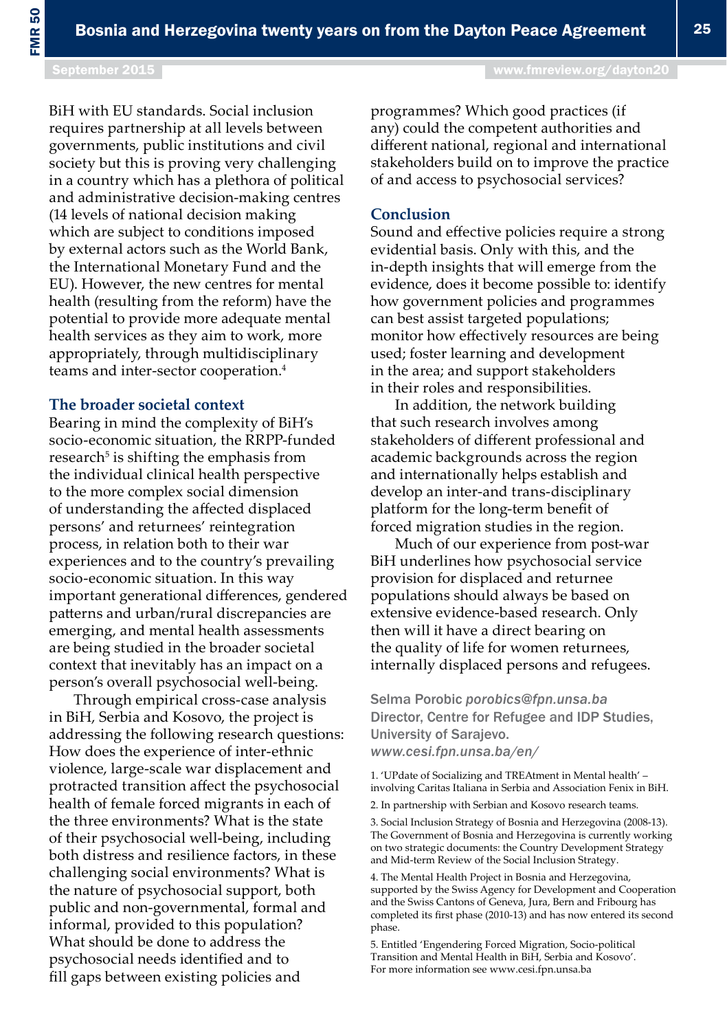BiH with EU standards. Social inclusion requires partnership at all levels between governments, public institutions and civil society but this is proving very challenging in a country which has a plethora of political and administrative decision-making centres (14 levels of national decision making which are subject to conditions imposed by external actors such as the World Bank, the International Monetary Fund and the EU). However, the new centres for mental health (resulting from the reform) have the potential to provide more adequate mental health services as they aim to work, more appropriately, through multidisciplinary teams and inter-sector cooperation.[4]

## The broader societal context

Bearing in mind the complexity of BiH's socio-economic situation, the RRPP-funded research[5] is shifting the emphasis from the individual clinical health perspective to the more complex social dimension of understanding the affected displaced persons' and returnees' reintegration process, in relation both to their war experiences and to the country's prevailing socio-economic situation. In this way important generational differences, gendered patterns and urban/rural discrepancies are emerging, and mental health assessments are being studied in the broader societal context that inevitably has an impact on a person's overall psychosocial well-being.

Through empirical cross-case analysis in BiH, Serbia and Kosovo, the project is addressing the following research questions: How does the experience of inter-ethnic violence, large-scale war displacement and protracted transition affect the psychosocial health of female forced migrants in each of the three environments? What is the state of their psychosocial well-being, including both distress and resilience factors, in these challenging social environments? What is the nature of psychosocial support, both public and non-governmental, formal and informal, provided to this population? What should be done to address the psychosocial needs identified and to fill gaps between existing policies and programmes? Which good practices (if any) could the competent authorities and different national, regional and international stakeholders build on to improve the practice of and access to psychosocial services?

## Conclusion

Sound and effective policies require a strong evidential basis. Only with this, and the in-depth insights that will emerge from the evidence, does it become possible to: identify how government policies and programmes can best assist targeted populations; monitor how effectively resources are being used; foster learning and development in the area; and support stakeholders in their roles and responsibilities.

In addition, the network building that such research involves among stakeholders of different professional and academic backgrounds across the region and internationally helps establish and develop an inter-and trans-disciplinary platform for the long-term benefit of forced migration studies in the region.

Much of our experience from post-war BiH underlines how psychosocial service provision for displaced and returnee populations should always be based on extensive evidence-based research. Only then will it have a direct bearing on the quality of life for women returnees, internally displaced persons and refugees.

Selma Porobic *porobics@fpn.unsa.ba*
Director, Centre for Refugee and IDP Studies, University of Sarajevo.
*www.cesi.fpn.unsa.ba/en/*

1. 'UPdate of Socializing and TREAtment in Mental health' – involving Caritas Italiana in Serbia and Association Fenix in BiH.

2. In partnership with Serbian and Kosovo research teams.

3. Social Inclusion Strategy of Bosnia and Herzegovina (2008-13). The Government of Bosnia and Herzegovina is currently working on two strategic documents: the Country Development Strategy and Mid-term Review of the Social Inclusion Strategy.

4. The Mental Health Project in Bosnia and Herzegovina, supported by the Swiss Agency for Development and Cooperation and the Swiss Cantons of Geneva, Jura, Bern and Fribourg has completed its first phase (2010-13) and has now entered its second phase.

5. Entitled 'Engendering Forced Migration, Socio-political Transition and Mental Health in BiH, Serbia and Kosovo'. For more information see www.cesi.fpn.unsa.ba